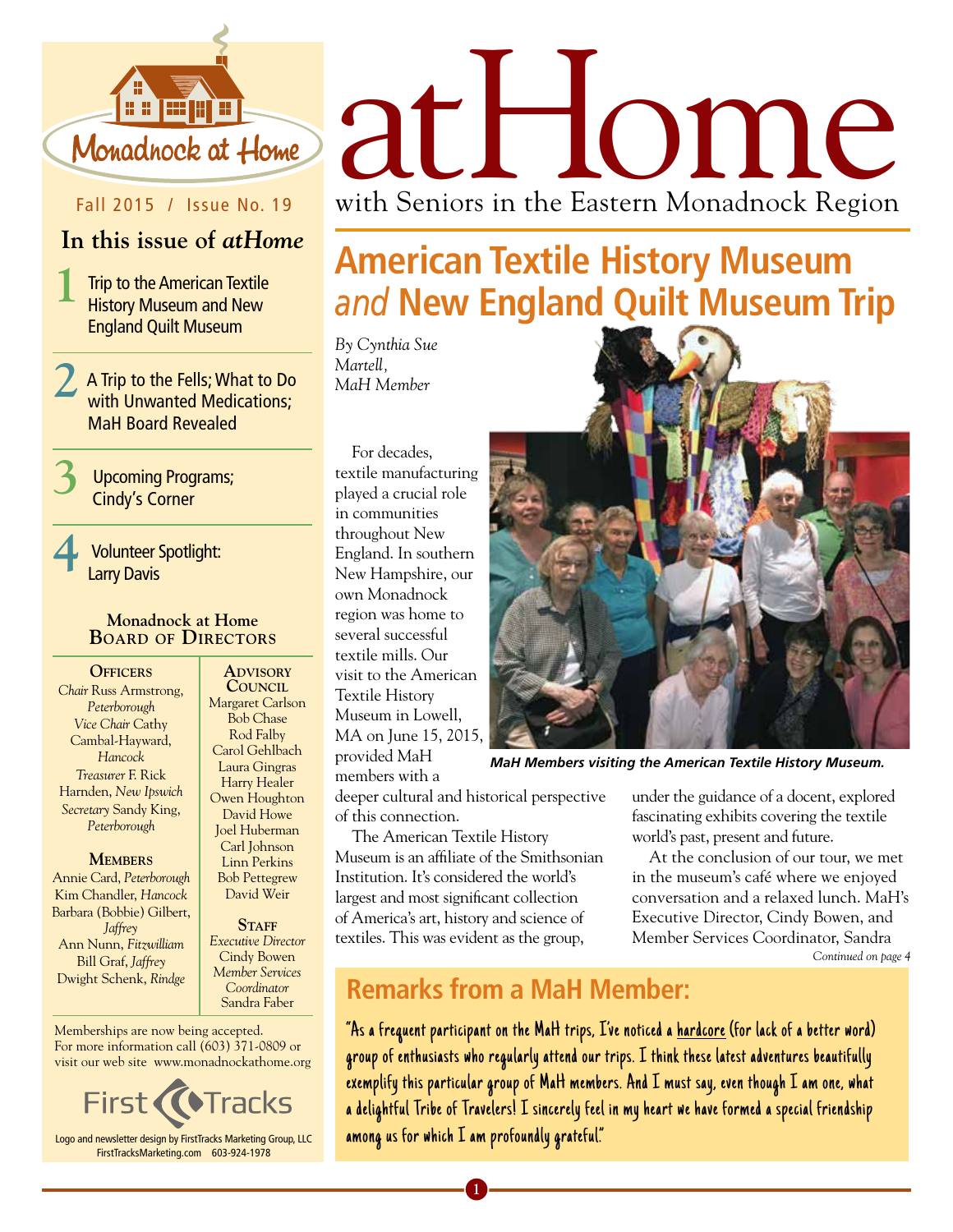# atHome

with Seniors in the Eastern Monadnock Region

Monadnock at Home

Fall 2015 / Issue No. 19

## In this issue of *atHome*

1. Trip to the American Textile History Museum and New England Quilt Museum
2. A Trip to the Fells; What to Do with Unwanted Medications; MaH Board Revealed
3. Upcoming Programs; Cindy's Corner
4. Volunteer Spotlight: Larry Davis

### Monadnock at Home Board of Directors

**Officers**

*Chair* Russ Armstrong, *Peterborough*
*Vice Chair* Cathy Cambal-Hayward, *Hancock*
*Treasurer* F. Rick Harnden, *New Ipswich*
*Secretary* Sandy King, *Peterborough*

**Members**

Annie Card, *Peterborough*
Kim Chandler, *Hancock*
Barbara (Bobbie) Gilbert, *Jaffrey*
Ann Nunn, *Fitzwilliam*
Bill Graf, *Jaffrey*
Dwight Schenk, *Rindge*

**Advisory Council**

Margaret Carlson
Bob Chase
Rod Falby
Carol Gehlbach
Laura Gingras
Harry Healer
Owen Houghton
David Howe
Joel Huberman
Carl Johnson
Linn Perkins
Bob Pettegrew
David Weir

**Staff**

*Executive Director* Cindy Bowen
*Member Services Coordinator* Sandra Faber

Memberships are now being accepted. For more information call (603) 371-0809 or visit our web site www.monadnockathome.org

First Tracks

Logo and newsletter design by FirstTracks Marketing Group, LLC
FirstTracksMarketing.com 603-924-1978

# American Textile History Museum *and* New England Quilt Museum Trip

*By Cynthia Sue Martell, MaH Member*

For decades, textile manufacturing played a crucial role in communities throughout New England. In southern New Hampshire, our own Monadnock region was home to several successful textile mills. Our visit to the American Textile History Museum in Lowell, MA on June 15, 2015, provided MaH members with a deeper cultural and historical perspective of this connection.

*MaH Members visiting the American Textile History Museum.*

The American Textile History Museum is an affiliate of the Smithsonian Institution. It's considered the world's largest and most significant collection of America's art, history and science of textiles. This was evident as the group, under the guidance of a docent, explored fascinating exhibits covering the textile world's past, present and future.

At the conclusion of our tour, we met in the museum's café where we enjoyed conversation and a relaxed lunch. MaH's Executive Director, Cindy Bowen, and Member Services Coordinator, Sandra

*Continued on page 4*

## Remarks from a MaH Member:

"As a frequent participant on the MaH trips, I've noticed a hardcore (for lack of a better word) group of enthusiasts who regularly attend our trips. I think these latest adventures beautifully exemplify this particular group of MaH members. And I must say, even though I am one, what a delightful Tribe of Travelers! I sincerely feel in my heart we have formed a special friendship among us for which I am profoundly grateful."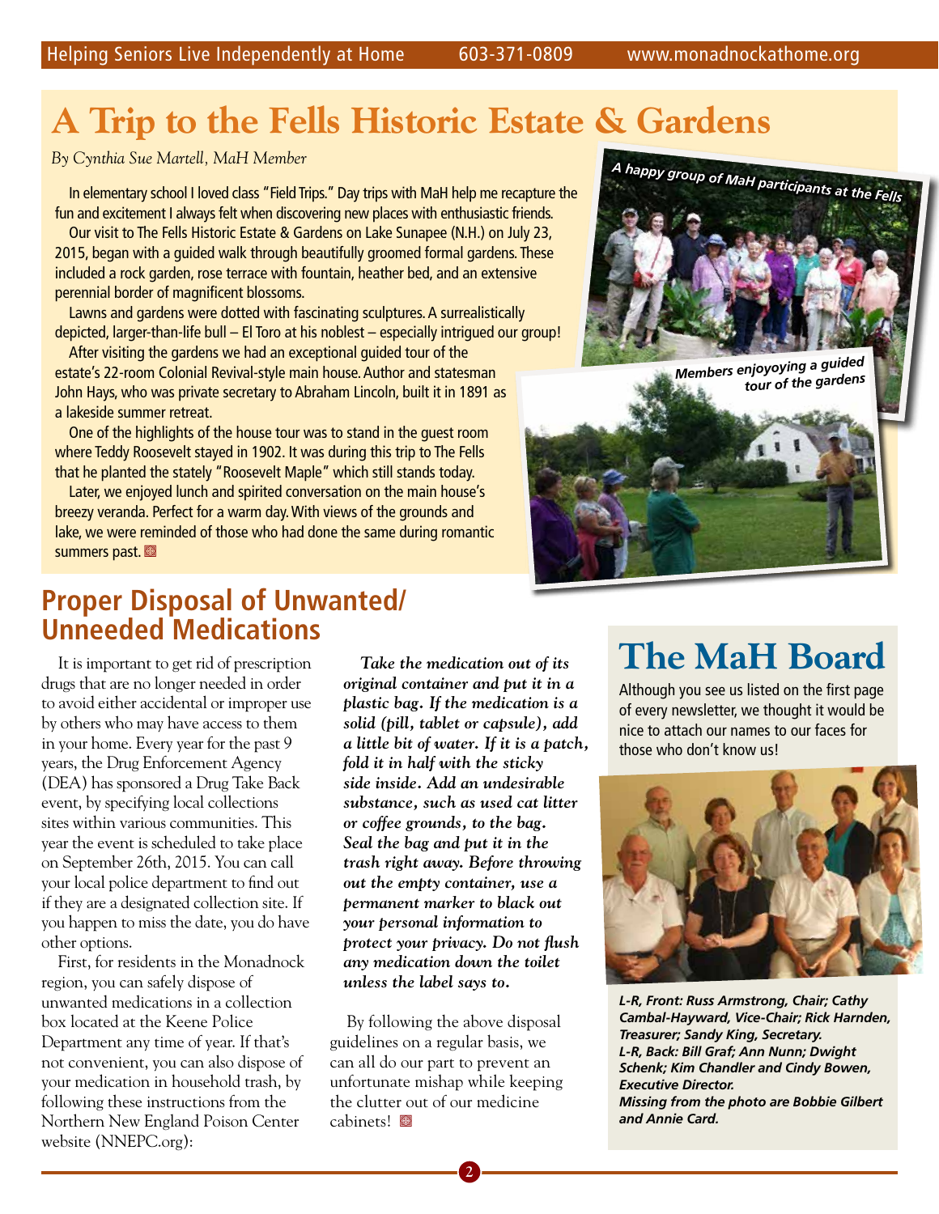# A Trip to the Fells Historic Estate & Gardens

*By Cynthia Sue Martell, MaH Member*

In elementary school I loved class "Field Trips." Day trips with MaH help me recapture the fun and excitement I always felt when discovering new places with enthusiastic friends.

Our visit to The Fells Historic Estate & Gardens on Lake Sunapee (N.H.) on July 23, 2015, began with a guided walk through beautifully groomed formal gardens. These included a rock garden, rose terrace with fountain, heather bed, and an extensive perennial border of magnificent blossoms.

Lawns and gardens were dotted with fascinating sculptures. A surrealistically depicted, larger-than-life bull – El Toro at his noblest – especially intrigued our group!

After visiting the gardens we had an exceptional guided tour of the estate's 22-room Colonial Revival-style main house. Author and statesman John Hays, who was private secretary to Abraham Lincoln, built it in 1891 as a lakeside summer retreat.

One of the highlights of the house tour was to stand in the guest room where Teddy Roosevelt stayed in 1902. It was during this trip to The Fells that he planted the stately "Roosevelt Maple" which still stands today.

Later, we enjoyed lunch and spirited conversation on the main house's breezy veranda. Perfect for a warm day. With views of the grounds and lake, we were reminded of those who had done the same during romantic summers past.

*A happy group of MaH participants at the Fells*

*Members enjoyoying a guided tour of the gardens*

## Proper Disposal of Unwanted/ Unneeded Medications

It is important to get rid of prescription drugs that are no longer needed in order to avoid either accidental or improper use by others who may have access to them in your home. Every year for the past 9 years, the Drug Enforcement Agency (DEA) has sponsored a Drug Take Back event, by specifying local collections sites within various communities. This year the event is scheduled to take place on September 26th, 2015. You can call your local police department to find out if they are a designated collection site. If you happen to miss the date, you do have other options.

First, for residents in the Monadnock region, you can safely dispose of unwanted medications in a collection box located at the Keene Police Department any time of year. If that's not convenient, you can also dispose of your medication in household trash, by following these instructions from the Northern New England Poison Center website (NNEPC.org):

***Take the medication out of its original container and put it in a plastic bag. If the medication is a solid (pill, tablet or capsule), add a little bit of water. If it is a patch, fold it in half with the sticky side inside. Add an undesirable substance, such as used cat litter or coffee grounds, to the bag. Seal the bag and put it in the trash right away. Before throwing out the empty container, use a permanent marker to black out your personal information to protect your privacy. Do not flush any medication down the toilet unless the label says to.***

By following the above disposal guidelines on a regular basis, we can all do our part to prevent an unfortunate mishap while keeping the clutter out of our medicine cabinets!

# The MaH Board

Although you see us listed on the first page of every newsletter, we thought it would be nice to attach our names to our faces for those who don't know us!

***L-R, Front: Russ Armstrong, Chair; Cathy Cambal-Hayward, Vice-Chair; Rick Harnden, Treasurer; Sandy King, Secretary.***
***L-R, Back: Bill Graf; Ann Nunn; Dwight Schenk; Kim Chandler and Cindy Bowen, Executive Director.***
***Missing from the photo are Bobbie Gilbert and Annie Card.***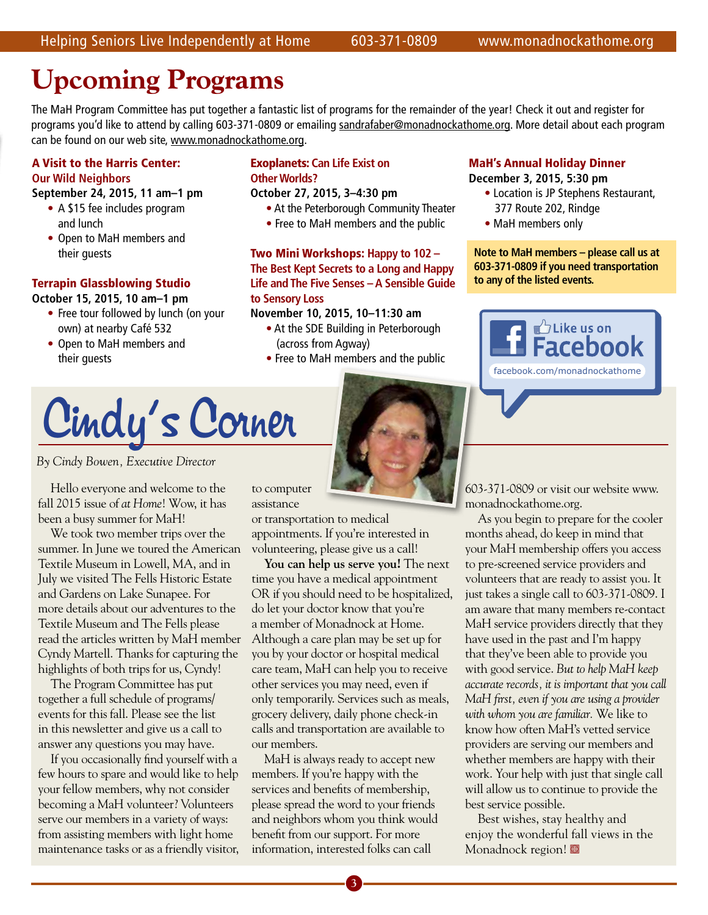# Upcoming Programs

The MaH Program Committee has put together a fantastic list of programs for the remainder of the year! Check it out and register for programs you'd like to attend by calling 603-371-0809 or emailing sandrafaber@monadnockathome.org. More detail about each program can be found on our web site, www.monadnockathome.org.

### A Visit to the Harris Center: Our Wild Neighbors

**September 24, 2015, 11 am–1 pm**

- A $15 fee includes program and lunch
- Open to MaH members and their guests

### Terrapin Glassblowing Studio

**October 15, 2015, 10 am–1 pm**

- Free tour followed by lunch (on your own) at nearby Café 532
- Open to MaH members and their guests

### Exoplanets: Can Life Exist on Other Worlds?

**October 27, 2015, 3–4:30 pm**

- At the Peterborough Community Theater
- Free to MaH members and the public

### Two Mini Workshops: Happy to 102 – The Best Kept Secrets to a Long and Happy Life and The Five Senses – A Sensible Guide to Sensory Loss

**November 10, 2015, 10–11:30 am**

- At the SDE Building in Peterborough (across from Agway)
- Free to MaH members and the public

### MaH's Annual Holiday Dinner

**December 3, 2015, 5:30 pm**

- Location is JP Stephens Restaurant, 377 Route 202, Rindge
- MaH members only

**Note to MaH members – please call us at 603-371-0809 if you need transportation to any of the listed events.**

Like us on Facebook
facebook.com/monadnockathome

# Cindy's Corner

*By Cindy Bowen, Executive Director*

Hello everyone and welcome to the fall 2015 issue of *at Home*! Wow, it has been a busy summer for MaH!

We took two member trips over the summer. In June we toured the American Textile Museum in Lowell, MA, and in July we visited The Fells Historic Estate and Gardens on Lake Sunapee. For more details about our adventures to the Textile Museum and The Fells please read the articles written by MaH member Cyndy Martell. Thanks for capturing the highlights of both trips for us, Cyndy!

The Program Committee has put together a full schedule of programs/events for this fall. Please see the list in this newsletter and give us a call to answer any questions you may have.

If you occasionally find yourself with a few hours to spare and would like to help your fellow members, why not consider becoming a MaH volunteer? Volunteers serve our members in a variety of ways: from assisting members with light home maintenance tasks or as a friendly visitor, to computer assistance or transportation to medical appointments. If you're interested in volunteering, please give us a call!

**You can help us serve you!** The next time you have a medical appointment OR if you should need to be hospitalized, do let your doctor know that you're a member of Monadnock at Home. Although a care plan may be set up for you by your doctor or hospital medical care team, MaH can help you to receive other services you may need, even if only temporarily. Services such as meals, grocery delivery, daily phone check-in calls and transportation are available to our members.

MaH is always ready to accept new members. If you're happy with the services and benefits of membership, please spread the word to your friends and neighbors whom you think would benefit from our support. For more information, interested folks can call 603-371-0809 or visit our website www.monadnockathome.org.

As you begin to prepare for the cooler months ahead, do keep in mind that your MaH membership offers you access to pre-screened service providers and volunteers that are ready to assist you. It just takes a single call to 603-371-0809. I am aware that many members re-contact MaH service providers directly that they have used in the past and I'm happy that they've been able to provide you with good service. *But to help MaH keep accurate records, it is important that you call MaH first, even if you are using a provider with whom you are familiar.* We like to know how often MaH's vetted service providers are serving our members and whether members are happy with their work. Your help with just that single call will allow us to continue to provide the best service possible.

Best wishes, stay healthy and enjoy the wonderful fall views in the Monadnock region!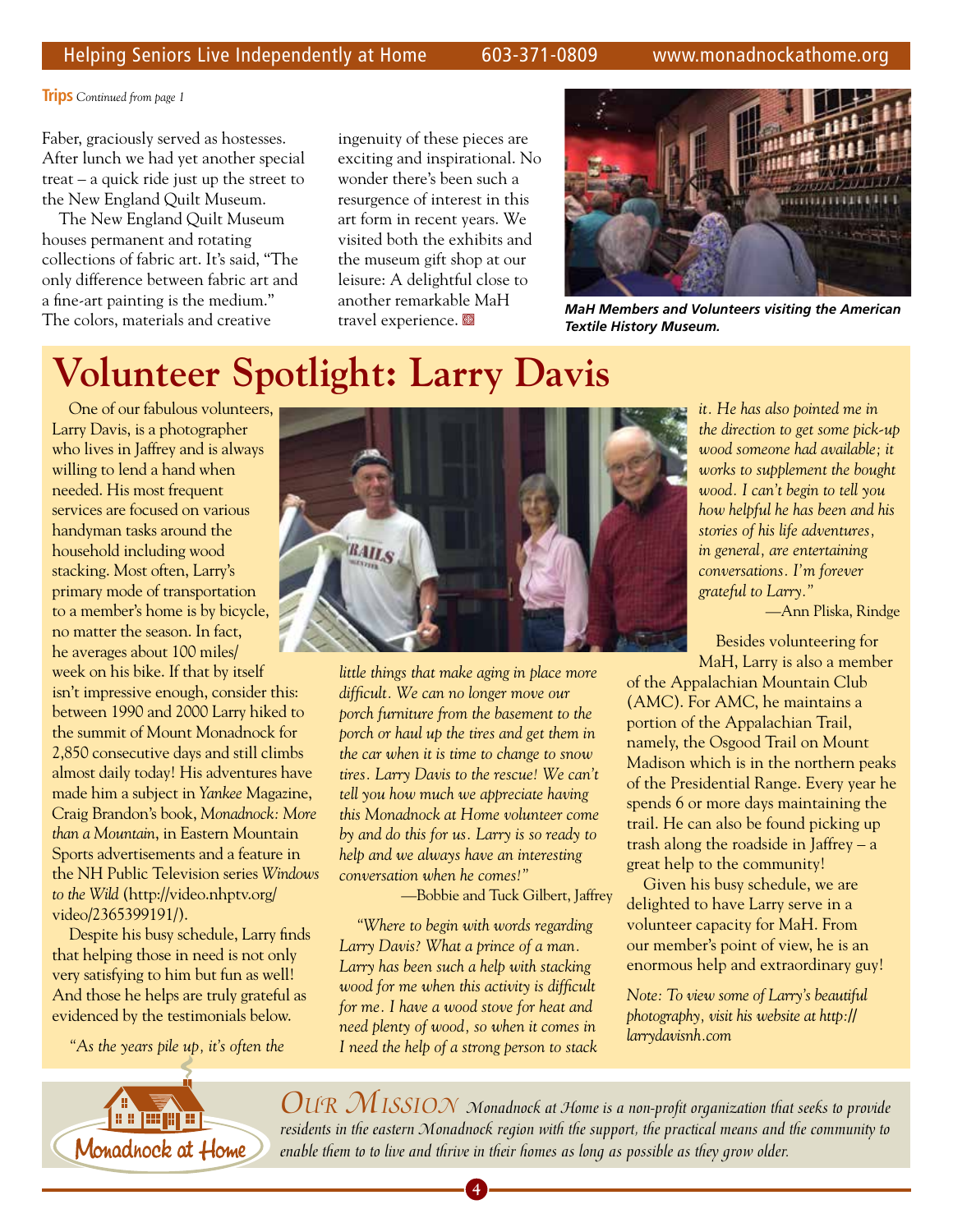**Trips** *Continued from page 1*

Faber, graciously served as hostesses. After lunch we had yet another special treat – a quick ride just up the street to the New England Quilt Museum.

The New England Quilt Museum houses permanent and rotating collections of fabric art. It's said, "The only difference between fabric art and a fine-art painting is the medium." The colors, materials and creative ingenuity of these pieces are exciting and inspirational. No wonder there's been such a resurgence of interest in this art form in recent years. We visited both the exhibits and the museum gift shop at our leisure: A delightful close to another remarkable MaH travel experience.

***MaH Members and Volunteers visiting the American Textile History Museum.***

# Volunteer Spotlight: Larry Davis

One of our fabulous volunteers, Larry Davis, is a photographer who lives in Jaffrey and is always willing to lend a hand when needed. His most frequent services are focused on various handyman tasks around the household including wood stacking. Most often, Larry's primary mode of transportation to a member's home is by bicycle, no matter the season. In fact, he averages about 100 miles/week on his bike. If that by itself isn't impressive enough, consider this: between 1990 and 2000 Larry hiked to the summit of Mount Monadnock for 2,850 consecutive days and still climbs almost daily today! His adventures have made him a subject in *Yankee* Magazine, Craig Brandon's book, *Monadnock: More than a Mountain*, in Eastern Mountain Sports advertisements and a feature in the NH Public Television series *Windows to the Wild* (http://video.nhptv.org/video/2365399191/).

Despite his busy schedule, Larry finds that helping those in need is not only very satisfying to him but fun as well! And those he helps are truly grateful as evidenced by the testimonials below.

*"As the years pile up, it's often the little things that make aging in place more difficult. We can no longer move our porch furniture from the basement to the porch or haul up the tires and get them in the car when it is time to change to snow tires. Larry Davis to the rescue! We can't tell you how much we appreciate having this Monadnock at Home volunteer come by and do this for us. Larry is so ready to help and we always have an interesting conversation when he comes!"*

—Bobbie and Tuck Gilbert, Jaffrey

*"Where to begin with words regarding Larry Davis? What a prince of a man. Larry has been such a help with stacking wood for me when this activity is difficult for me. I have a wood stove for heat and need plenty of wood, so when it comes in I need the help of a strong person to stack it. He has also pointed me in the direction to get some pick-up wood someone had available; it works to supplement the bought wood. I can't begin to tell you how helpful he has been and his stories of his life adventures, in general, are entertaining conversations. I'm forever grateful to Larry."*

—Ann Pliska, Rindge

Besides volunteering for MaH, Larry is also a member of the Appalachian Mountain Club (AMC). For AMC, he maintains a portion of the Appalachian Trail, namely, the Osgood Trail on Mount Madison which is in the northern peaks of the Presidential Range. Every year he spends 6 or more days maintaining the trail. He can also be found picking up trash along the roadside in Jaffrey – a great help to the community!

Given his busy schedule, we are delighted to have Larry serve in a volunteer capacity for MaH. From our member's point of view, he is an enormous help and extraordinary guy!

*Note: To view some of Larry's beautiful photography, visit his website at http://larrydavisnh.com*

*OUR MISSION Monadnock at Home is a non-profit organization that seeks to provide residents in the eastern Monadnock region with the support, the practical means and the community to enable them to to live and thrive in their homes as long as possible as they grow older.*